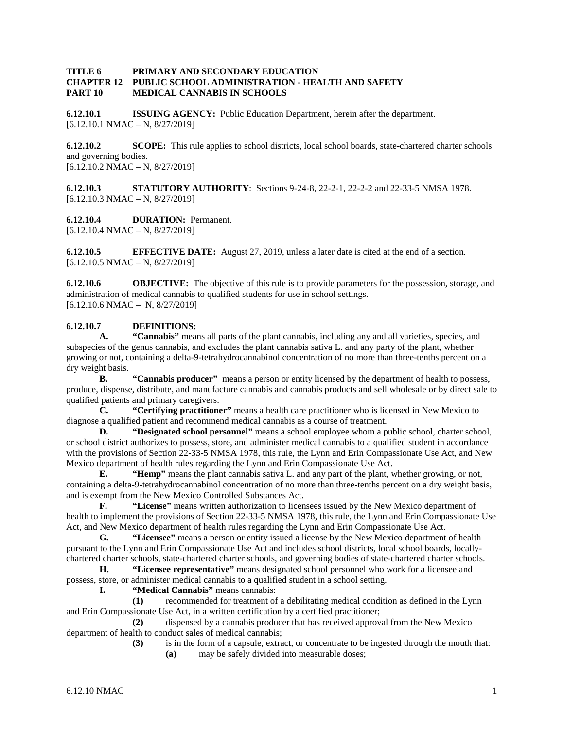**TITLE 6 PRIMARY AND SECONDARY EDUCATION**
**CHAPTER 12 PUBLIC SCHOOL ADMINISTRATION - HEALTH AND SAFETY**
**PART 10 MEDICAL CANNABIS IN SCHOOLS**

**6.12.10.1 ISSUING AGENCY:** Public Education Department, herein after the department.
[6.12.10.1 NMAC – N, 8/27/2019]

**6.12.10.2 SCOPE:** This rule applies to school districts, local school boards, state-chartered charter schools and governing bodies.
[6.12.10.2 NMAC – N, 8/27/2019]

**6.12.10.3 STATUTORY AUTHORITY**: Sections 9-24-8, 22-2-1, 22-2-2 and 22-33-5 NMSA 1978.
[6.12.10.3 NMAC – N, 8/27/2019]

**6.12.10.4 DURATION:** Permanent.
[6.12.10.4 NMAC – N, 8/27/2019]

**6.12.10.5 EFFECTIVE DATE:** August 27, 2019, unless a later date is cited at the end of a section.
[6.12.10.5 NMAC – N, 8/27/2019]

**6.12.10.6 OBJECTIVE:** The objective of this rule is to provide parameters for the possession, storage, and administration of medical cannabis to qualified students for use in school settings.
[6.12.10.6 NMAC – N, 8/27/2019]

**6.12.10.7 DEFINITIONS:**

**A. "Cannabis"** means all parts of the plant cannabis, including any and all varieties, species, and subspecies of the genus cannabis, and excludes the plant cannabis sativa L. and any party of the plant, whether growing or not, containing a delta-9-tetrahydrocannabinol concentration of no more than three-tenths percent on a dry weight basis.

**B. "Cannabis producer"** means a person or entity licensed by the department of health to possess, produce, dispense, distribute, and manufacture cannabis and cannabis products and sell wholesale or by direct sale to qualified patients and primary caregivers.

**C. "Certifying practitioner"** means a health care practitioner who is licensed in New Mexico to diagnose a qualified patient and recommend medical cannabis as a course of treatment.

**D. "Designated school personnel"** means a school employee whom a public school, charter school, or school district authorizes to possess, store, and administer medical cannabis to a qualified student in accordance with the provisions of Section 22-33-5 NMSA 1978, this rule, the Lynn and Erin Compassionate Use Act, and New Mexico department of health rules regarding the Lynn and Erin Compassionate Use Act.

**E. "Hemp"** means the plant cannabis sativa L. and any part of the plant, whether growing, or not, containing a delta-9-tetrahydrocannabinol concentration of no more than three-tenths percent on a dry weight basis, and is exempt from the New Mexico Controlled Substances Act.

**F. "License"** means written authorization to licensees issued by the New Mexico department of health to implement the provisions of Section 22-33-5 NMSA 1978, this rule, the Lynn and Erin Compassionate Use Act, and New Mexico department of health rules regarding the Lynn and Erin Compassionate Use Act.

**G. "Licensee"** means a person or entity issued a license by the New Mexico department of health pursuant to the Lynn and Erin Compassionate Use Act and includes school districts, local school boards, locally-chartered charter schools, state-chartered charter schools, and governing bodies of state-chartered charter schools.

**H. "Licensee representative"** means designated school personnel who work for a licensee and possess, store, or administer medical cannabis to a qualified student in a school setting.

**I. "Medical Cannabis"** means cannabis:

**(1)** recommended for treatment of a debilitating medical condition as defined in the Lynn and Erin Compassionate Use Act, in a written certification by a certified practitioner;

**(2)** dispensed by a cannabis producer that has received approval from the New Mexico department of health to conduct sales of medical cannabis;

**(3)** is in the form of a capsule, extract, or concentrate to be ingested through the mouth that:

**(a)** may be safely divided into measurable doses;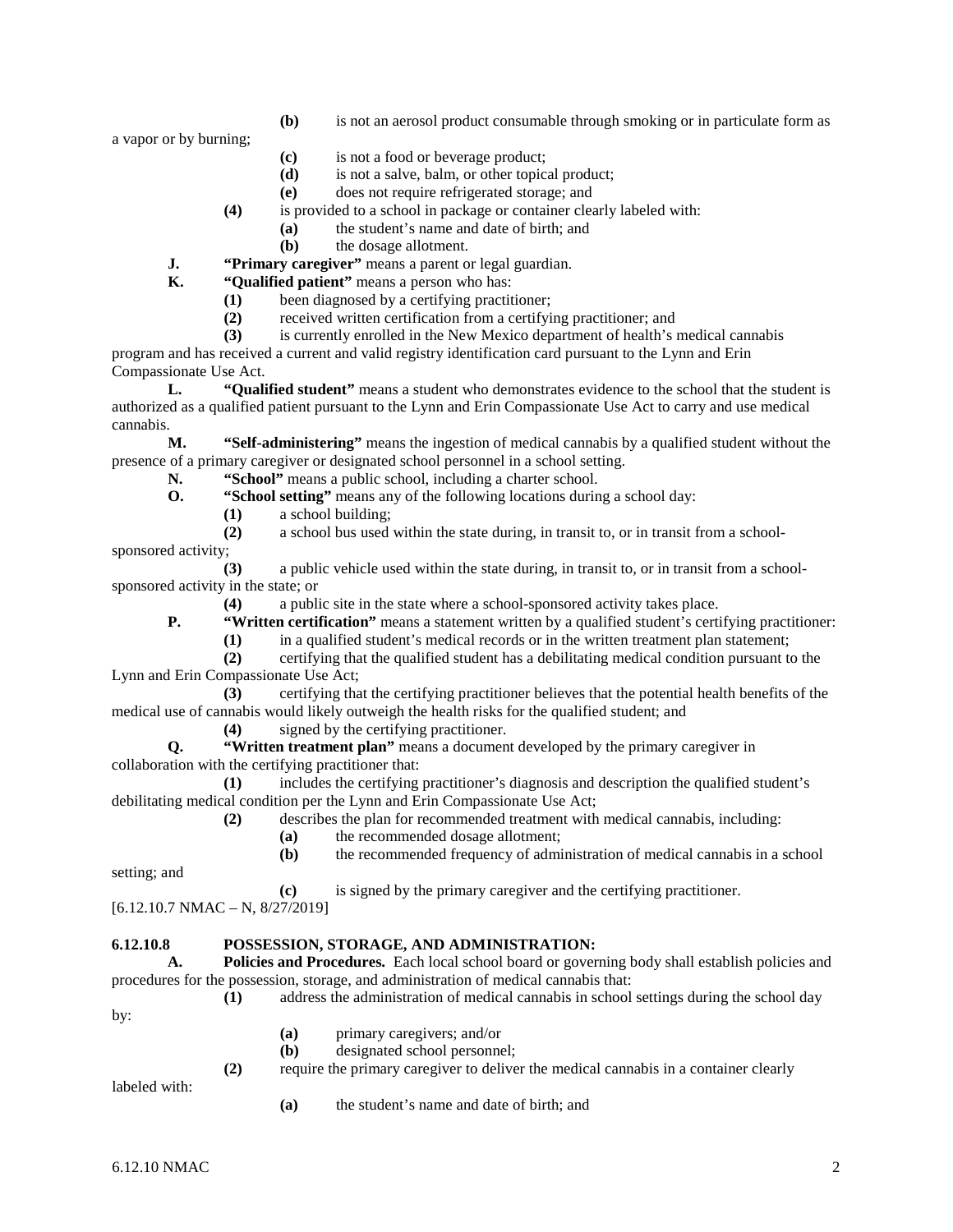**(b)** is not an aerosol product consumable through smoking or in particulate form as a vapor or by burning;

**(c)** is not a food or beverage product;

**(d)** is not a salve, balm, or other topical product;

**(e)** does not require refrigerated storage; and

**(4)** is provided to a school in package or container clearly labeled with:

**(a)** the student's name and date of birth; and

**(b)** the dosage allotment.

**J. "Primary caregiver"** means a parent or legal guardian.

**K. "Qualified patient"** means a person who has:

**(1)** been diagnosed by a certifying practitioner;

**(2)** received written certification from a certifying practitioner; and

**(3)** is currently enrolled in the New Mexico department of health's medical cannabis program and has received a current and valid registry identification card pursuant to the Lynn and Erin Compassionate Use Act.

**L. "Qualified student"** means a student who demonstrates evidence to the school that the student is authorized as a qualified patient pursuant to the Lynn and Erin Compassionate Use Act to carry and use medical cannabis.

**M. "Self-administering"** means the ingestion of medical cannabis by a qualified student without the presence of a primary caregiver or designated school personnel in a school setting.

**N. "School"** means a public school, including a charter school.

**O. "School setting"** means any of the following locations during a school day:

**(1)** a school building;

**(2)** a school bus used within the state during, in transit to, or in transit from a school-sponsored activity;

**(3)** a public vehicle used within the state during, in transit to, or in transit from a school-sponsored activity in the state; or

**(4)** a public site in the state where a school-sponsored activity takes place.

**P. "Written certification"** means a statement written by a qualified student's certifying practitioner:

**(1)** in a qualified student's medical records or in the written treatment plan statement;

**(2)** certifying that the qualified student has a debilitating medical condition pursuant to the Lynn and Erin Compassionate Use Act;

**(3)** certifying that the certifying practitioner believes that the potential health benefits of the medical use of cannabis would likely outweigh the health risks for the qualified student; and

**(4)** signed by the certifying practitioner.

**Q. "Written treatment plan"** means a document developed by the primary caregiver in collaboration with the certifying practitioner that:

**(1)** includes the certifying practitioner's diagnosis and description the qualified student's debilitating medical condition per the Lynn and Erin Compassionate Use Act;

**(2)** describes the plan for recommended treatment with medical cannabis, including:

**(a)** the recommended dosage allotment;

**(b)** the recommended frequency of administration of medical cannabis in a school setting; and

**(c)** is signed by the primary caregiver and the certifying practitioner.

[6.12.10.7 NMAC – N, 8/27/2019]

**6.12.10.8 POSSESSION, STORAGE, AND ADMINISTRATION:**

**A. Policies and Procedures.** Each local school board or governing body shall establish policies and procedures for the possession, storage, and administration of medical cannabis that:

**(1)** address the administration of medical cannabis in school settings during the school day by:

**(a)** primary caregivers; and/or

**(b)** designated school personnel;

**(2)** require the primary caregiver to deliver the medical cannabis in a container clearly labeled with:

**(a)** the student's name and date of birth; and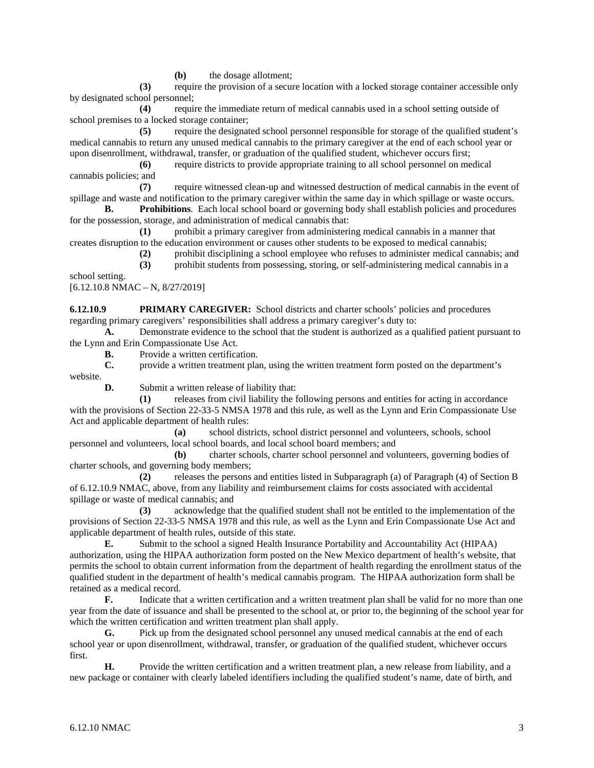**(b)** the dosage allotment;

**(3)** require the provision of a secure location with a locked storage container accessible only by designated school personnel;

**(4)** require the immediate return of medical cannabis used in a school setting outside of school premises to a locked storage container;

**(5)** require the designated school personnel responsible for storage of the qualified student's medical cannabis to return any unused medical cannabis to the primary caregiver at the end of each school year or upon disenrollment, withdrawal, transfer, or graduation of the qualified student, whichever occurs first;

**(6)** require districts to provide appropriate training to all school personnel on medical cannabis policies; and

**(7)** require witnessed clean-up and witnessed destruction of medical cannabis in the event of spillage and waste and notification to the primary caregiver within the same day in which spillage or waste occurs.

**B. Prohibitions**. Each local school board or governing body shall establish policies and procedures for the possession, storage, and administration of medical cannabis that:

**(1)** prohibit a primary caregiver from administering medical cannabis in a manner that creates disruption to the education environment or causes other students to be exposed to medical cannabis;

**(2)** prohibit disciplining a school employee who refuses to administer medical cannabis; and

**(3)** prohibit students from possessing, storing, or self-administering medical cannabis in a school setting.

[6.12.10.8 NMAC – N, 8/27/2019]

**6.12.10.9 PRIMARY CAREGIVER:** School districts and charter schools' policies and procedures regarding primary caregivers' responsibilities shall address a primary caregiver's duty to:

**A.** Demonstrate evidence to the school that the student is authorized as a qualified patient pursuant to the Lynn and Erin Compassionate Use Act.

**B.** Provide a written certification.

**C.** provide a written treatment plan, using the written treatment form posted on the department's website.

**D.** Submit a written release of liability that:

**(1)** releases from civil liability the following persons and entities for acting in accordance with the provisions of Section 22-33-5 NMSA 1978 and this rule, as well as the Lynn and Erin Compassionate Use Act and applicable department of health rules:

**(a)** school districts, school district personnel and volunteers, schools, school personnel and volunteers, local school boards, and local school board members; and

**(b)** charter schools, charter school personnel and volunteers, governing bodies of charter schools, and governing body members;

**(2)** releases the persons and entities listed in Subparagraph (a) of Paragraph (4) of Section B of 6.12.10.9 NMAC, above, from any liability and reimbursement claims for costs associated with accidental spillage or waste of medical cannabis; and

**(3)** acknowledge that the qualified student shall not be entitled to the implementation of the provisions of Section 22-33-5 NMSA 1978 and this rule, as well as the Lynn and Erin Compassionate Use Act and applicable department of health rules, outside of this state.

**E.** Submit to the school a signed Health Insurance Portability and Accountability Act (HIPAA) authorization, using the HIPAA authorization form posted on the New Mexico department of health's website, that permits the school to obtain current information from the department of health regarding the enrollment status of the qualified student in the department of health's medical cannabis program. The HIPAA authorization form shall be retained as a medical record.

**F.** Indicate that a written certification and a written treatment plan shall be valid for no more than one year from the date of issuance and shall be presented to the school at, or prior to, the beginning of the school year for which the written certification and written treatment plan shall apply.

**G.** Pick up from the designated school personnel any unused medical cannabis at the end of each school year or upon disenrollment, withdrawal, transfer, or graduation of the qualified student, whichever occurs first.

**H.** Provide the written certification and a written treatment plan, a new release from liability, and a new package or container with clearly labeled identifiers including the qualified student's name, date of birth, and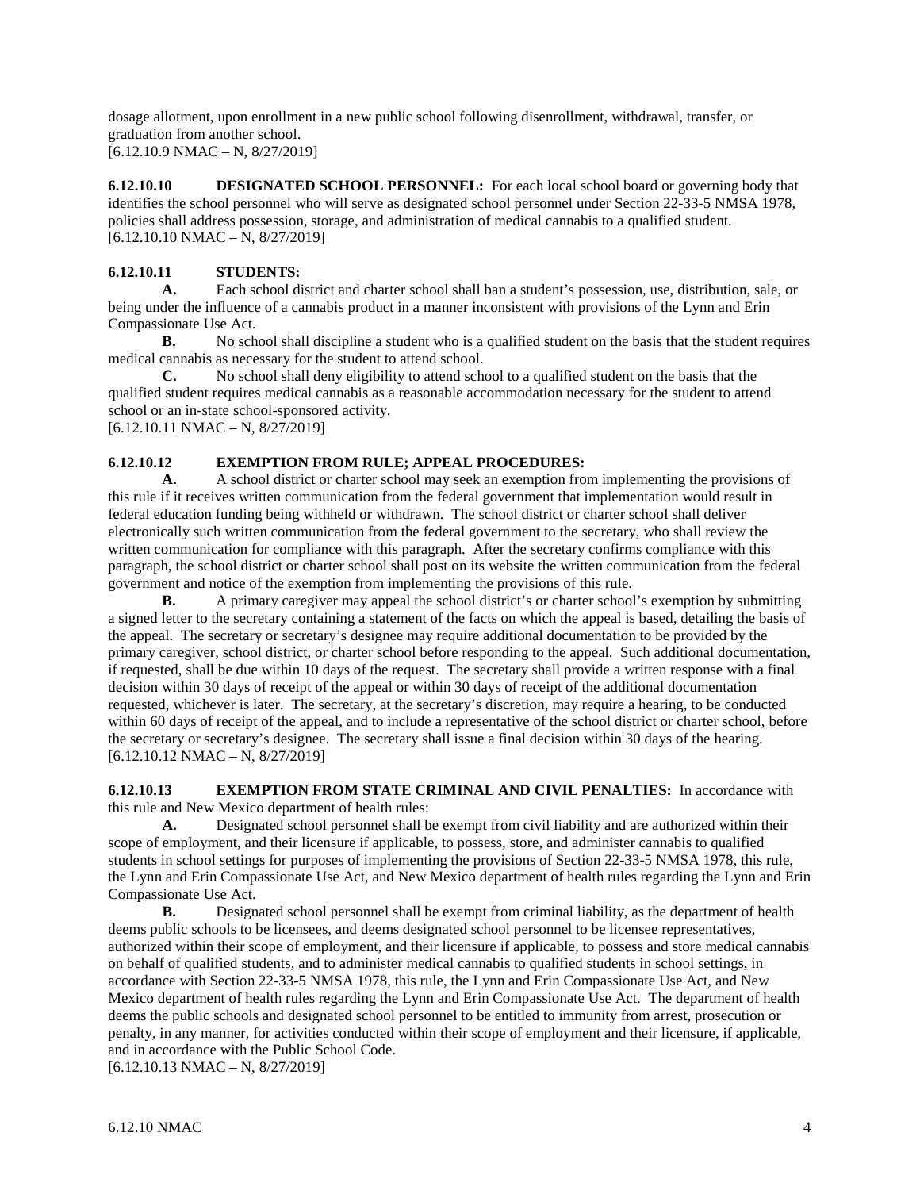dosage allotment, upon enrollment in a new public school following disenrollment, withdrawal, transfer, or graduation from another school.
[6.12.10.9 NMAC – N, 8/27/2019]

**6.12.10.10 DESIGNATED SCHOOL PERSONNEL:** For each local school board or governing body that identifies the school personnel who will serve as designated school personnel under Section 22-33-5 NMSA 1978, policies shall address possession, storage, and administration of medical cannabis to a qualified student.
[6.12.10.10 NMAC – N, 8/27/2019]

**6.12.10.11 STUDENTS:**

**A.** Each school district and charter school shall ban a student's possession, use, distribution, sale, or being under the influence of a cannabis product in a manner inconsistent with provisions of the Lynn and Erin Compassionate Use Act.

**B.** No school shall discipline a student who is a qualified student on the basis that the student requires medical cannabis as necessary for the student to attend school.

**C.** No school shall deny eligibility to attend school to a qualified student on the basis that the qualified student requires medical cannabis as a reasonable accommodation necessary for the student to attend school or an in-state school-sponsored activity.
[6.12.10.11 NMAC – N, 8/27/2019]

**6.12.10.12 EXEMPTION FROM RULE; APPEAL PROCEDURES:**

**A.** A school district or charter school may seek an exemption from implementing the provisions of this rule if it receives written communication from the federal government that implementation would result in federal education funding being withheld or withdrawn. The school district or charter school shall deliver electronically such written communication from the federal government to the secretary, who shall review the written communication for compliance with this paragraph. After the secretary confirms compliance with this paragraph, the school district or charter school shall post on its website the written communication from the federal government and notice of the exemption from implementing the provisions of this rule.

**B.** A primary caregiver may appeal the school district's or charter school's exemption by submitting a signed letter to the secretary containing a statement of the facts on which the appeal is based, detailing the basis of the appeal. The secretary or secretary's designee may require additional documentation to be provided by the primary caregiver, school district, or charter school before responding to the appeal. Such additional documentation, if requested, shall be due within 10 days of the request. The secretary shall provide a written response with a final decision within 30 days of receipt of the appeal or within 30 days of receipt of the additional documentation requested, whichever is later. The secretary, at the secretary's discretion, may require a hearing, to be conducted within 60 days of receipt of the appeal, and to include a representative of the school district or charter school, before the secretary or secretary's designee. The secretary shall issue a final decision within 30 days of the hearing.
[6.12.10.12 NMAC – N, 8/27/2019]

**6.12.10.13 EXEMPTION FROM STATE CRIMINAL AND CIVIL PENALTIES:** In accordance with this rule and New Mexico department of health rules:

**A.** Designated school personnel shall be exempt from civil liability and are authorized within their scope of employment, and their licensure if applicable, to possess, store, and administer cannabis to qualified students in school settings for purposes of implementing the provisions of Section 22-33-5 NMSA 1978, this rule, the Lynn and Erin Compassionate Use Act, and New Mexico department of health rules regarding the Lynn and Erin Compassionate Use Act.

**B.** Designated school personnel shall be exempt from criminal liability, as the department of health deems public schools to be licensees, and deems designated school personnel to be licensee representatives, authorized within their scope of employment, and their licensure if applicable, to possess and store medical cannabis on behalf of qualified students, and to administer medical cannabis to qualified students in school settings, in accordance with Section 22-33-5 NMSA 1978, this rule, the Lynn and Erin Compassionate Use Act, and New Mexico department of health rules regarding the Lynn and Erin Compassionate Use Act. The department of health deems the public schools and designated school personnel to be entitled to immunity from arrest, prosecution or penalty, in any manner, for activities conducted within their scope of employment and their licensure, if applicable, and in accordance with the Public School Code.
[6.12.10.13 NMAC – N, 8/27/2019]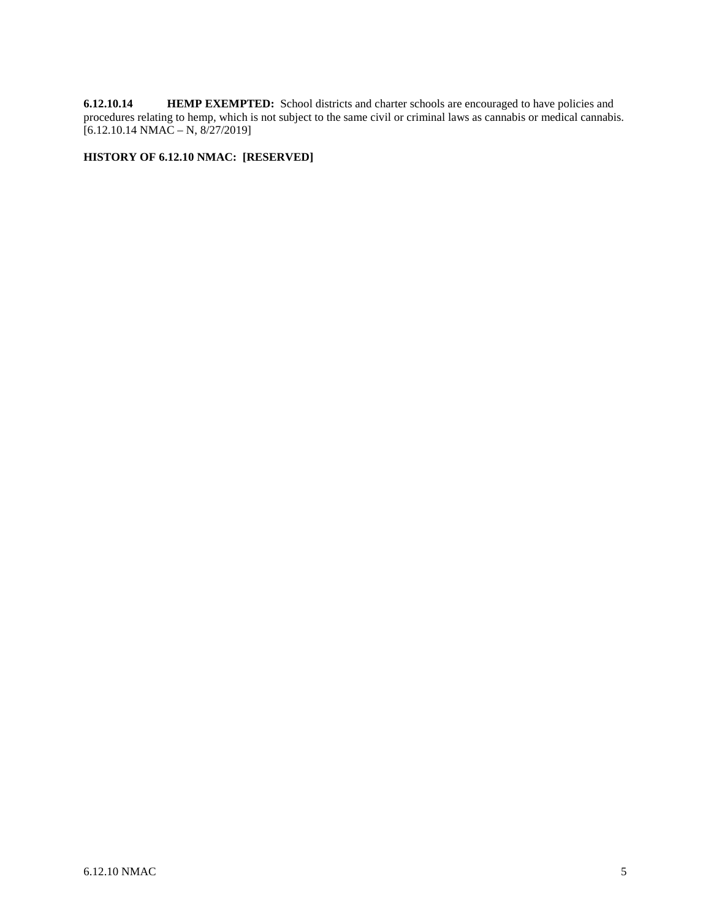**6.12.10.14 HEMP EXEMPTED:** School districts and charter schools are encouraged to have policies and procedures relating to hemp, which is not subject to the same civil or criminal laws as cannabis or medical cannabis.
[6.12.10.14 NMAC – N, 8/27/2019]

**HISTORY OF 6.12.10 NMAC: [RESERVED]**